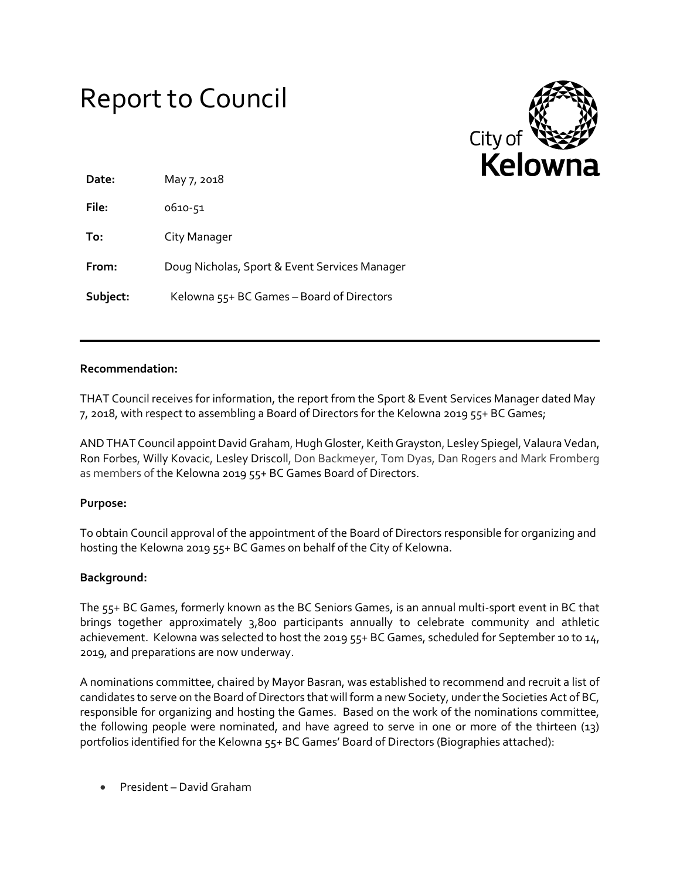# Report to Council

City of Kelowna

**Date:** May 7, 2018

**File:** 0610-51

**To:** City Manager

**From:** Doug Nicholas, Sport & Event Services Manager

**Subject:** Kelowna 55+ BC Games – Board of Directors

---

**Recommendation:**

THAT Council receives for information, the report from the Sport & Event Services Manager dated May 7, 2018, with respect to assembling a Board of Directors for the Kelowna 2019 55+ BC Games;

AND THAT Council appoint David Graham, Hugh Gloster, Keith Grayston, Lesley Spiegel, Valaura Vedan, Ron Forbes, Willy Kovacic, Lesley Driscoll, Don Backmeyer, Tom Dyas, Dan Rogers and Mark Fromberg as members of the Kelowna 2019 55+ BC Games Board of Directors.

**Purpose:**

To obtain Council approval of the appointment of the Board of Directors responsible for organizing and hosting the Kelowna 2019 55+ BC Games on behalf of the City of Kelowna.

**Background:**

The 55+ BC Games, formerly known as the BC Seniors Games, is an annual multi-sport event in BC that brings together approximately 3,800 participants annually to celebrate community and athletic achievement. Kelowna was selected to host the 2019 55+ BC Games, scheduled for September 10 to 14, 2019, and preparations are now underway.

A nominations committee, chaired by Mayor Basran, was established to recommend and recruit a list of candidates to serve on the Board of Directors that will form a new Society, under the Societies Act of BC, responsible for organizing and hosting the Games. Based on the work of the nominations committee, the following people were nominated, and have agreed to serve in one or more of the thirteen (13) portfolios identified for the Kelowna 55+ BC Games' Board of Directors (Biographies attached):

- President – David Graham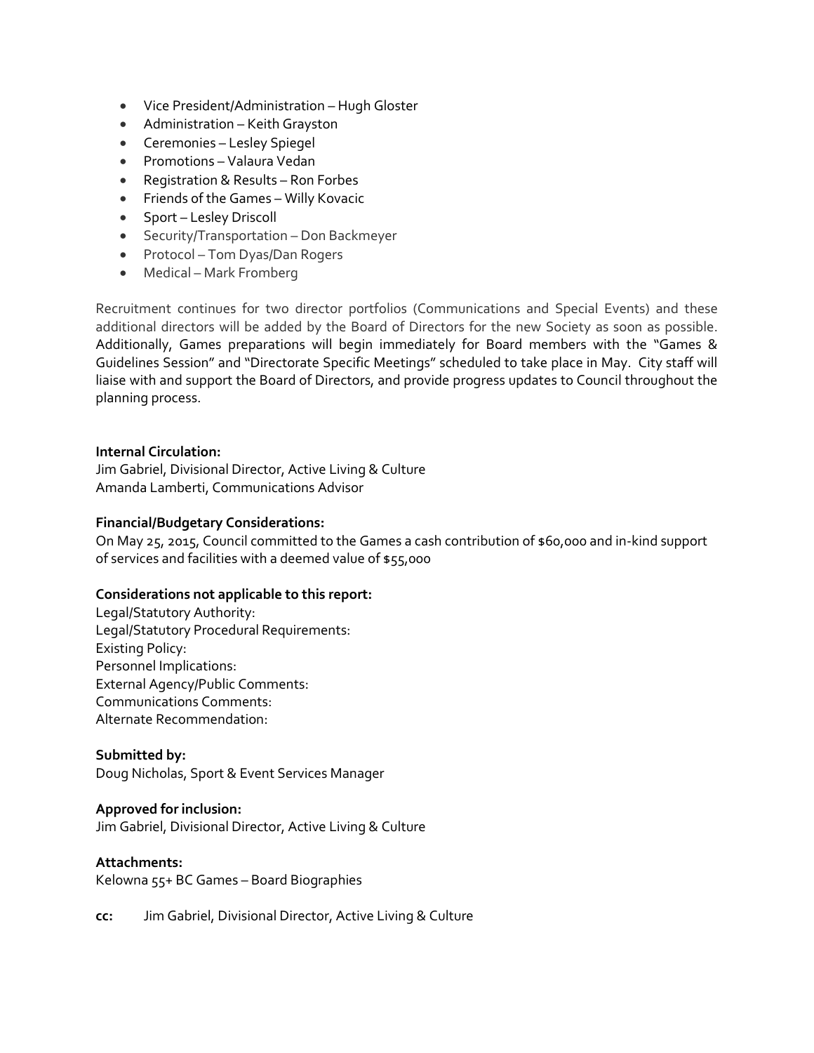- Vice President/Administration – Hugh Gloster
- Administration – Keith Grayston
- Ceremonies – Lesley Spiegel
- Promotions – Valaura Vedan
- Registration & Results – Ron Forbes
- Friends of the Games – Willy Kovacic
- Sport – Lesley Driscoll
- Security/Transportation – Don Backmeyer
- Protocol – Tom Dyas/Dan Rogers
- Medical – Mark Fromberg

Recruitment continues for two director portfolios (Communications and Special Events) and these additional directors will be added by the Board of Directors for the new Society as soon as possible. Additionally, Games preparations will begin immediately for Board members with the "Games & Guidelines Session" and "Directorate Specific Meetings" scheduled to take place in May. City staff will liaise with and support the Board of Directors, and provide progress updates to Council throughout the planning process.

**Internal Circulation:**
Jim Gabriel, Divisional Director, Active Living & Culture
Amanda Lamberti, Communications Advisor

**Financial/Budgetary Considerations:**
On May 25, 2015, Council committed to the Games a cash contribution of $60,000 and in-kind support of services and facilities with a deemed value of $55,000

**Considerations not applicable to this report:**
Legal/Statutory Authority:
Legal/Statutory Procedural Requirements:
Existing Policy:
Personnel Implications:
External Agency/Public Comments:
Communications Comments:
Alternate Recommendation:

**Submitted by:**
Doug Nicholas, Sport & Event Services Manager

**Approved for inclusion:**
Jim Gabriel, Divisional Director, Active Living & Culture

**Attachments:**
Kelowna 55+ BC Games – Board Biographies

**cc:** Jim Gabriel, Divisional Director, Active Living & Culture